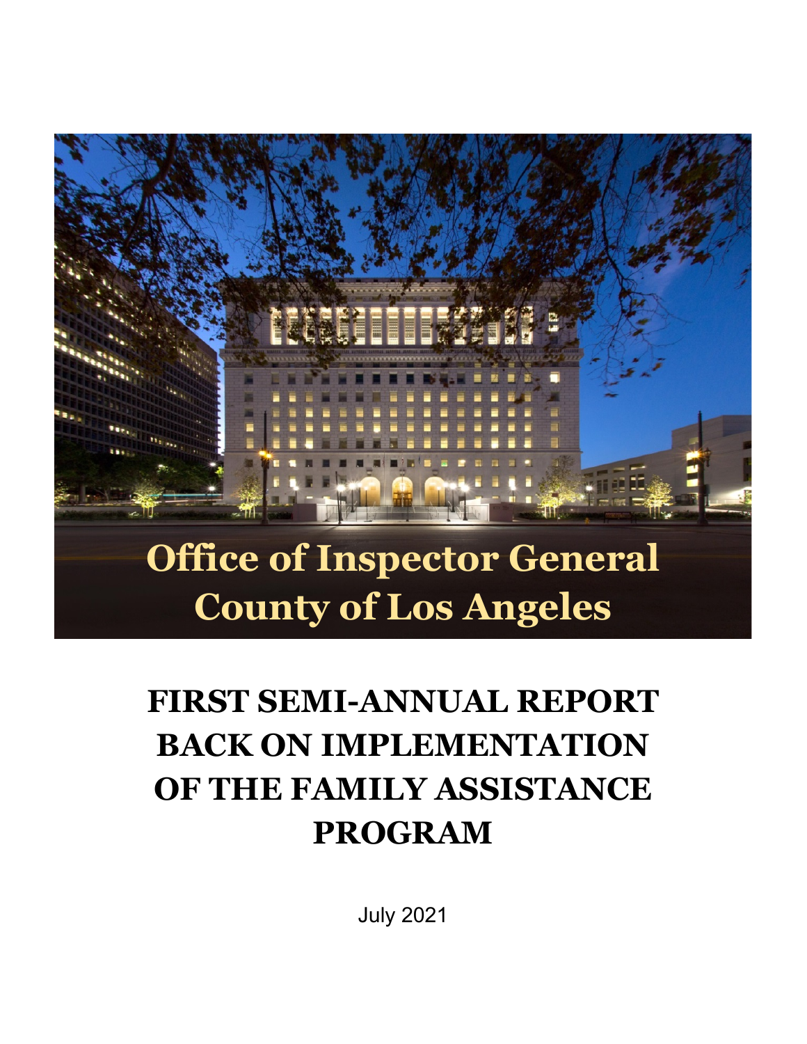# Office of Inspector General
# County of Los Angeles

# FIRST SEMI-ANNUAL REPORT BACK ON IMPLEMENTATION OF THE FAMILY ASSISTANCE PROGRAM

July 2021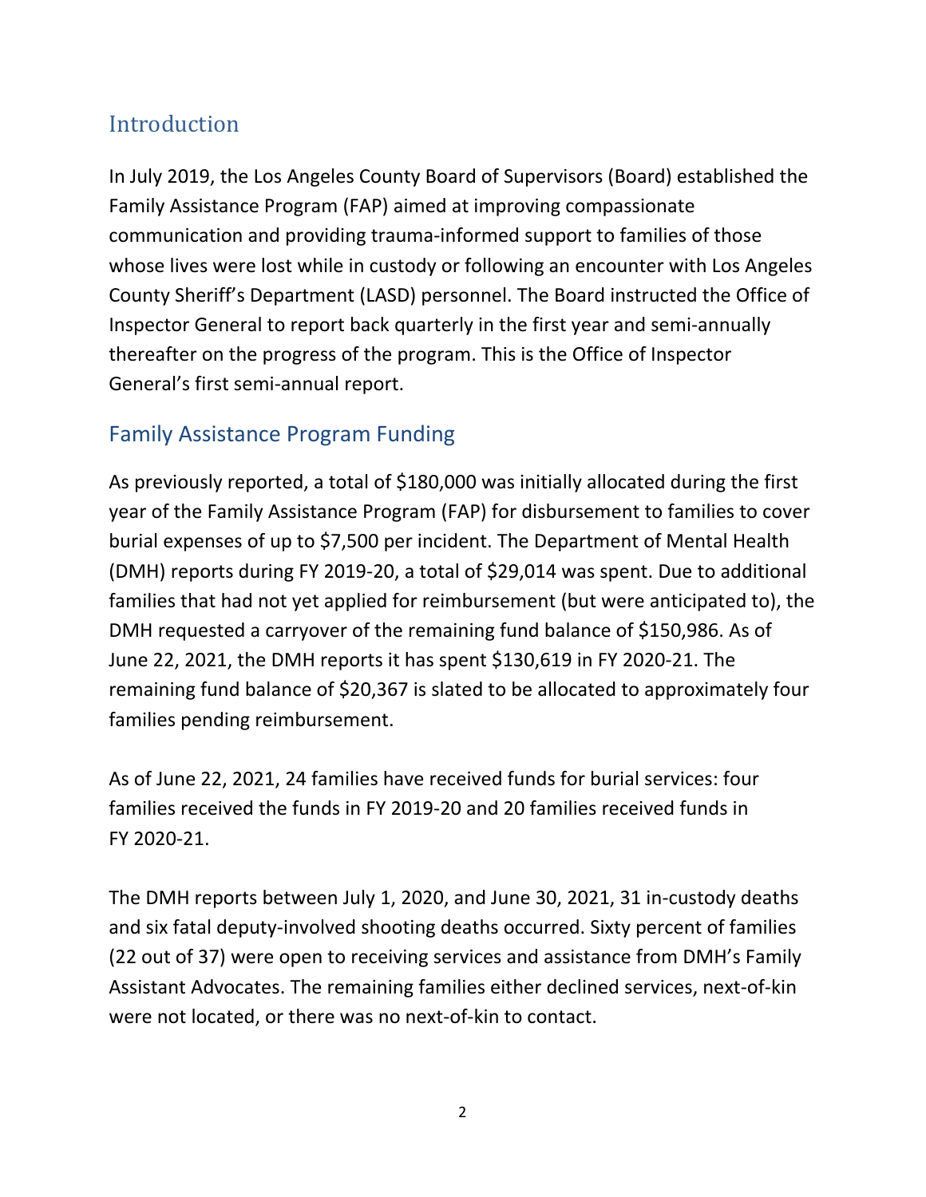## Introduction

In July 2019, the Los Angeles County Board of Supervisors (Board) established the Family Assistance Program (FAP) aimed at improving compassionate communication and providing trauma-informed support to families of those whose lives were lost while in custody or following an encounter with Los Angeles County Sheriff's Department (LASD) personnel. The Board instructed the Office of Inspector General to report back quarterly in the first year and semi-annually thereafter on the progress of the program. This is the Office of Inspector General's first semi-annual report.

## Family Assistance Program Funding

As previously reported, a total of $180,000 was initially allocated during the first year of the Family Assistance Program (FAP) for disbursement to families to cover burial expenses of up to $7,500 per incident. The Department of Mental Health (DMH) reports during FY 2019-20, a total of $29,014 was spent. Due to additional families that had not yet applied for reimbursement (but were anticipated to), the DMH requested a carryover of the remaining fund balance of $150,986. As of June 22, 2021, the DMH reports it has spent $130,619 in FY 2020-21. The remaining fund balance of $20,367 is slated to be allocated to approximately four families pending reimbursement.

As of June 22, 2021, 24 families have received funds for burial services: four families received the funds in FY 2019-20 and 20 families received funds in FY 2020-21.

The DMH reports between July 1, 2020, and June 30, 2021, 31 in-custody deaths and six fatal deputy-involved shooting deaths occurred. Sixty percent of families (22 out of 37) were open to receiving services and assistance from DMH's Family Assistant Advocates. The remaining families either declined services, next-of-kin were not located, or there was no next-of-kin to contact.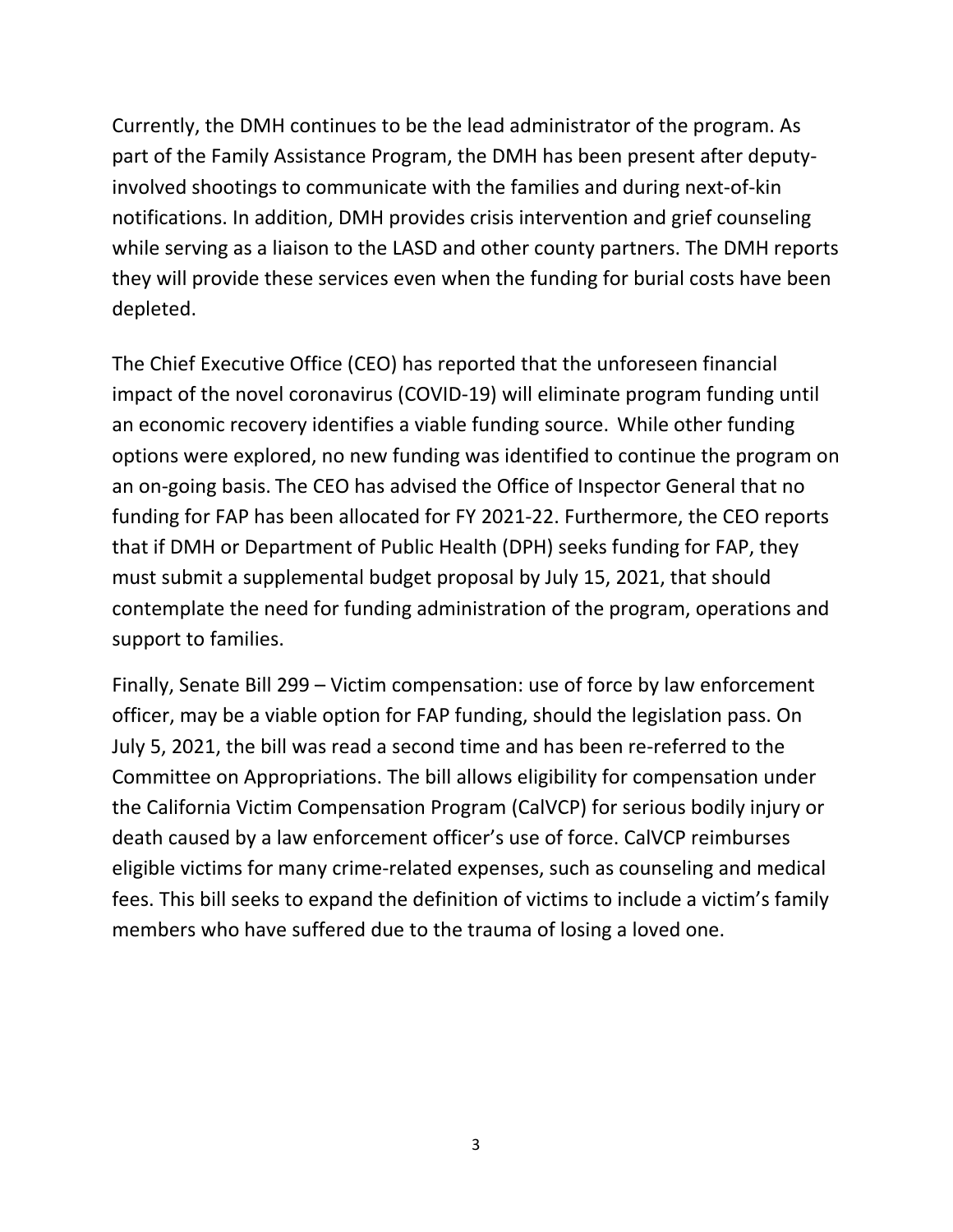Currently, the DMH continues to be the lead administrator of the program. As part of the Family Assistance Program, the DMH has been present after deputy-involved shootings to communicate with the families and during next-of-kin notifications. In addition, DMH provides crisis intervention and grief counseling while serving as a liaison to the LASD and other county partners. The DMH reports they will provide these services even when the funding for burial costs have been depleted.

The Chief Executive Office (CEO) has reported that the unforeseen financial impact of the novel coronavirus (COVID-19) will eliminate program funding until an economic recovery identifies a viable funding source. While other funding options were explored, no new funding was identified to continue the program on an on-going basis. The CEO has advised the Office of Inspector General that no funding for FAP has been allocated for FY 2021-22. Furthermore, the CEO reports that if DMH or Department of Public Health (DPH) seeks funding for FAP, they must submit a supplemental budget proposal by July 15, 2021, that should contemplate the need for funding administration of the program, operations and support to families.

Finally, Senate Bill 299 – Victim compensation: use of force by law enforcement officer, may be a viable option for FAP funding, should the legislation pass. On July 5, 2021, the bill was read a second time and has been re-referred to the Committee on Appropriations. The bill allows eligibility for compensation under the California Victim Compensation Program (CalVCP) for serious bodily injury or death caused by a law enforcement officer's use of force. CalVCP reimburses eligible victims for many crime-related expenses, such as counseling and medical fees. This bill seeks to expand the definition of victims to include a victim's family members who have suffered due to the trauma of losing a loved one.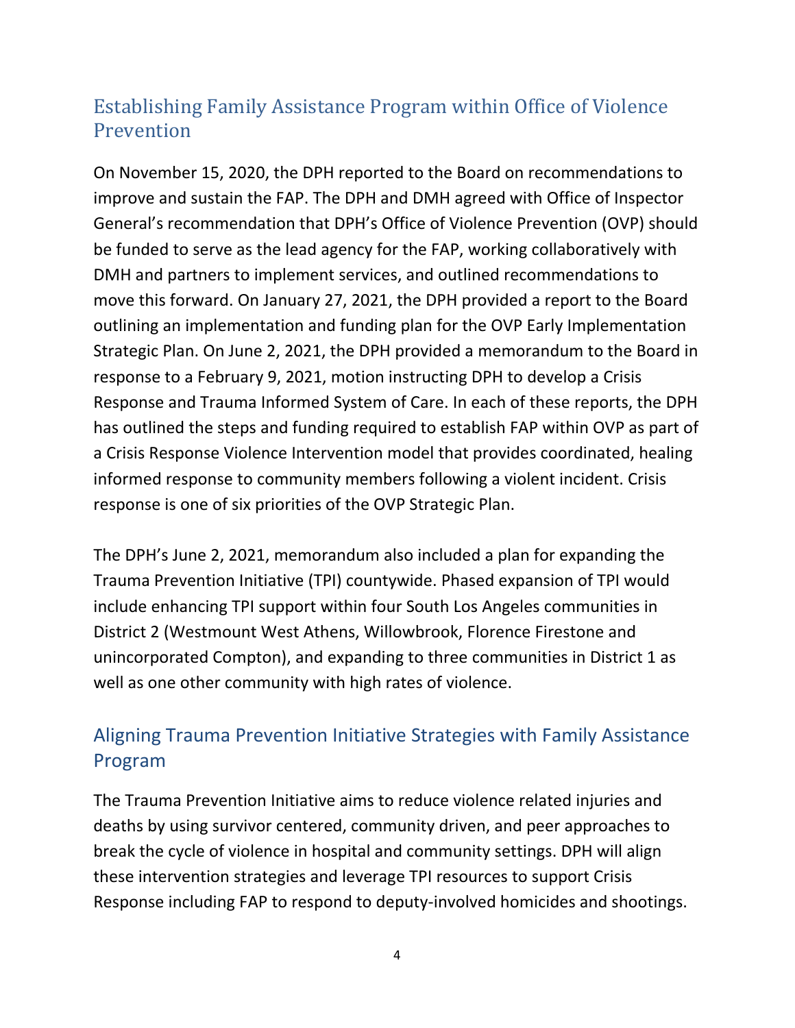## Establishing Family Assistance Program within Office of Violence Prevention

On November 15, 2020, the DPH reported to the Board on recommendations to improve and sustain the FAP. The DPH and DMH agreed with Office of Inspector General's recommendation that DPH's Office of Violence Prevention (OVP) should be funded to serve as the lead agency for the FAP, working collaboratively with DMH and partners to implement services, and outlined recommendations to move this forward. On January 27, 2021, the DPH provided a report to the Board outlining an implementation and funding plan for the OVP Early Implementation Strategic Plan. On June 2, 2021, the DPH provided a memorandum to the Board in response to a February 9, 2021, motion instructing DPH to develop a Crisis Response and Trauma Informed System of Care. In each of these reports, the DPH has outlined the steps and funding required to establish FAP within OVP as part of a Crisis Response Violence Intervention model that provides coordinated, healing informed response to community members following a violent incident. Crisis response is one of six priorities of the OVP Strategic Plan.

The DPH's June 2, 2021, memorandum also included a plan for expanding the Trauma Prevention Initiative (TPI) countywide. Phased expansion of TPI would include enhancing TPI support within four South Los Angeles communities in District 2 (Westmount West Athens, Willowbrook, Florence Firestone and unincorporated Compton), and expanding to three communities in District 1 as well as one other community with high rates of violence.

## Aligning Trauma Prevention Initiative Strategies with Family Assistance Program

The Trauma Prevention Initiative aims to reduce violence related injuries and deaths by using survivor centered, community driven, and peer approaches to break the cycle of violence in hospital and community settings. DPH will align these intervention strategies and leverage TPI resources to support Crisis Response including FAP to respond to deputy-involved homicides and shootings.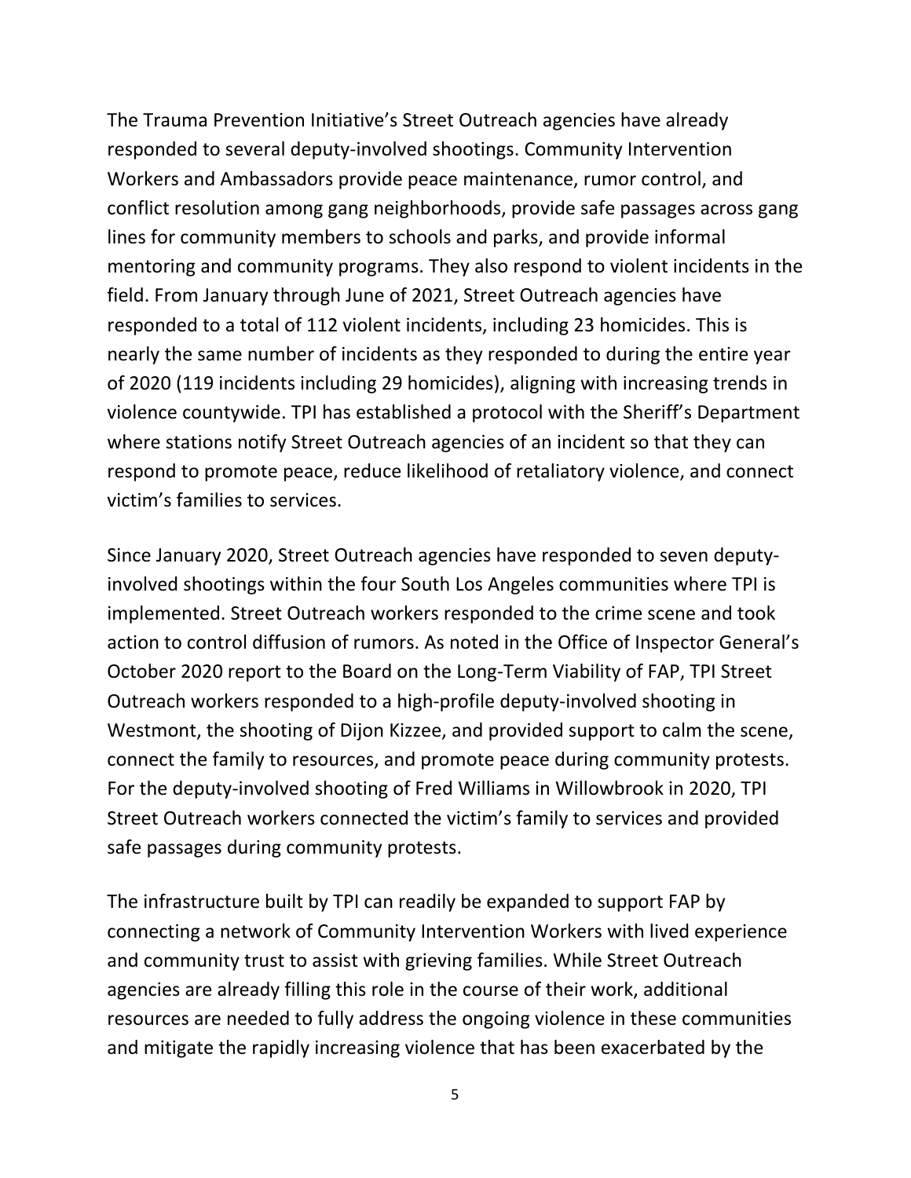The Trauma Prevention Initiative's Street Outreach agencies have already responded to several deputy-involved shootings. Community Intervention Workers and Ambassadors provide peace maintenance, rumor control, and conflict resolution among gang neighborhoods, provide safe passages across gang lines for community members to schools and parks, and provide informal mentoring and community programs. They also respond to violent incidents in the field. From January through June of 2021, Street Outreach agencies have responded to a total of 112 violent incidents, including 23 homicides. This is nearly the same number of incidents as they responded to during the entire year of 2020 (119 incidents including 29 homicides), aligning with increasing trends in violence countywide. TPI has established a protocol with the Sheriff's Department where stations notify Street Outreach agencies of an incident so that they can respond to promote peace, reduce likelihood of retaliatory violence, and connect victim's families to services.

Since January 2020, Street Outreach agencies have responded to seven deputy-involved shootings within the four South Los Angeles communities where TPI is implemented. Street Outreach workers responded to the crime scene and took action to control diffusion of rumors. As noted in the Office of Inspector General's October 2020 report to the Board on the Long-Term Viability of FAP, TPI Street Outreach workers responded to a high-profile deputy-involved shooting in Westmont, the shooting of Dijon Kizzee, and provided support to calm the scene, connect the family to resources, and promote peace during community protests. For the deputy-involved shooting of Fred Williams in Willowbrook in 2020, TPI Street Outreach workers connected the victim's family to services and provided safe passages during community protests.

The infrastructure built by TPI can readily be expanded to support FAP by connecting a network of Community Intervention Workers with lived experience and community trust to assist with grieving families. While Street Outreach agencies are already filling this role in the course of their work, additional resources are needed to fully address the ongoing violence in these communities and mitigate the rapidly increasing violence that has been exacerbated by the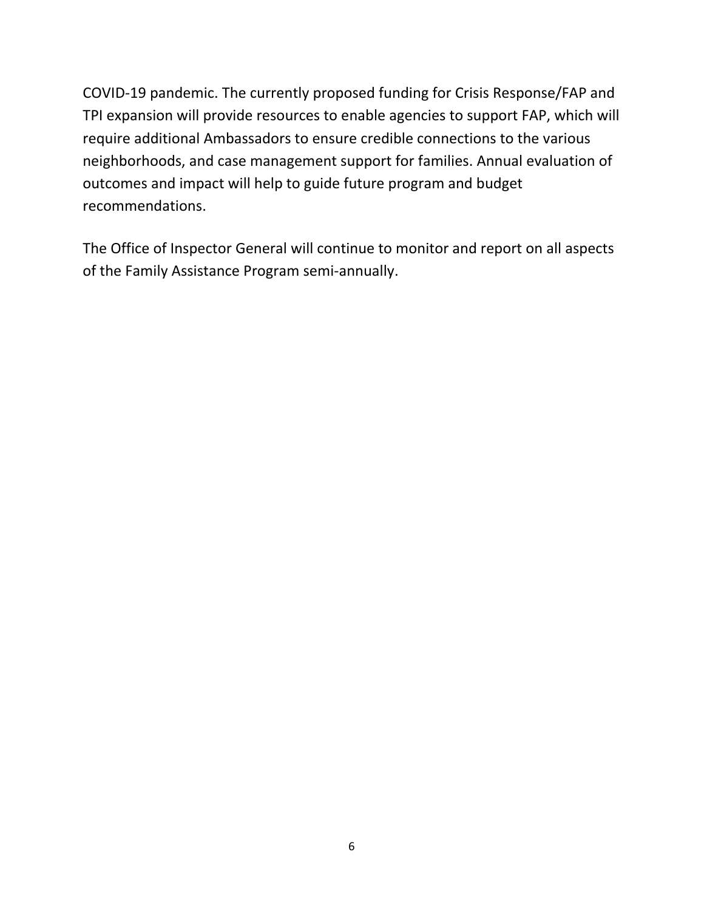COVID-19 pandemic. The currently proposed funding for Crisis Response/FAP and TPI expansion will provide resources to enable agencies to support FAP, which will require additional Ambassadors to ensure credible connections to the various neighborhoods, and case management support for families. Annual evaluation of outcomes and impact will help to guide future program and budget recommendations.

The Office of Inspector General will continue to monitor and report on all aspects of the Family Assistance Program semi-annually.